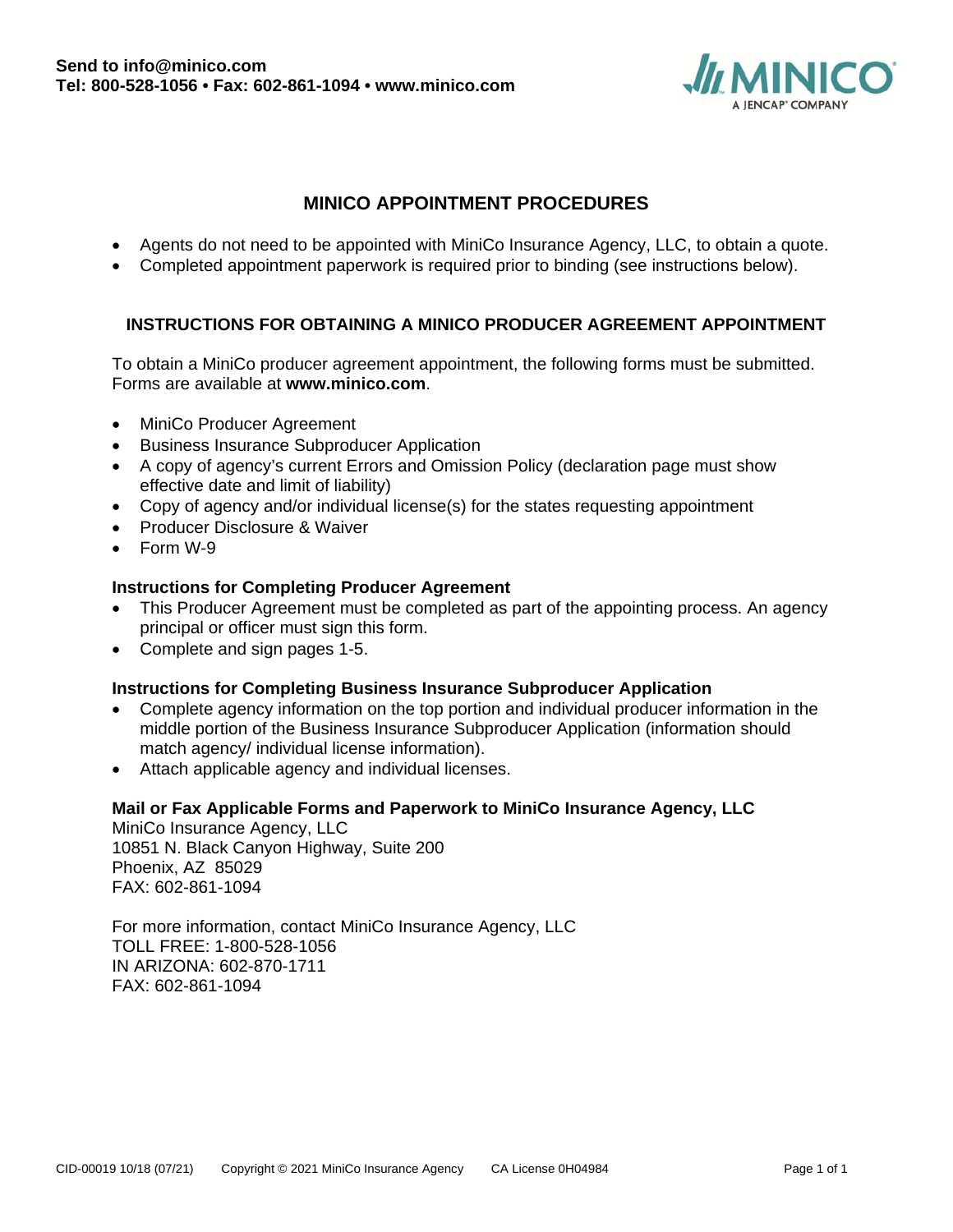**Send to info@minico.com**
**Tel: 800-528-1056 • Fax: 602-861-1094 • www.minico.com**

# MINICO APPOINTMENT PROCEDURES

- Agents do not need to be appointed with MiniCo Insurance Agency, LLC, to obtain a quote.
- Completed appointment paperwork is required prior to binding (see instructions below).

## INSTRUCTIONS FOR OBTAINING A MINICO PRODUCER AGREEMENT APPOINTMENT

To obtain a MiniCo producer agreement appointment, the following forms must be submitted. Forms are available at **www.minico.com**.

- MiniCo Producer Agreement
- Business Insurance Subproducer Application
- A copy of agency's current Errors and Omission Policy (declaration page must show effective date and limit of liability)
- Copy of agency and/or individual license(s) for the states requesting appointment
- Producer Disclosure & Waiver
- Form W-9

### Instructions for Completing Producer Agreement

- This Producer Agreement must be completed as part of the appointing process. An agency principal or officer must sign this form.
- Complete and sign pages 1-5.

### Instructions for Completing Business Insurance Subproducer Application

- Complete agency information on the top portion and individual producer information in the middle portion of the Business Insurance Subproducer Application (information should match agency/ individual license information).
- Attach applicable agency and individual licenses.

### Mail or Fax Applicable Forms and Paperwork to MiniCo Insurance Agency, LLC

MiniCo Insurance Agency, LLC
10851 N. Black Canyon Highway, Suite 200
Phoenix, AZ 85029
FAX: 602-861-1094

For more information, contact MiniCo Insurance Agency, LLC
TOLL FREE: 1-800-528-1056
IN ARIZONA: 602-870-1711
FAX: 602-861-1094

CID-00019 10/18 (07/21) Copyright © 2021 MiniCo Insurance Agency CA License 0H04984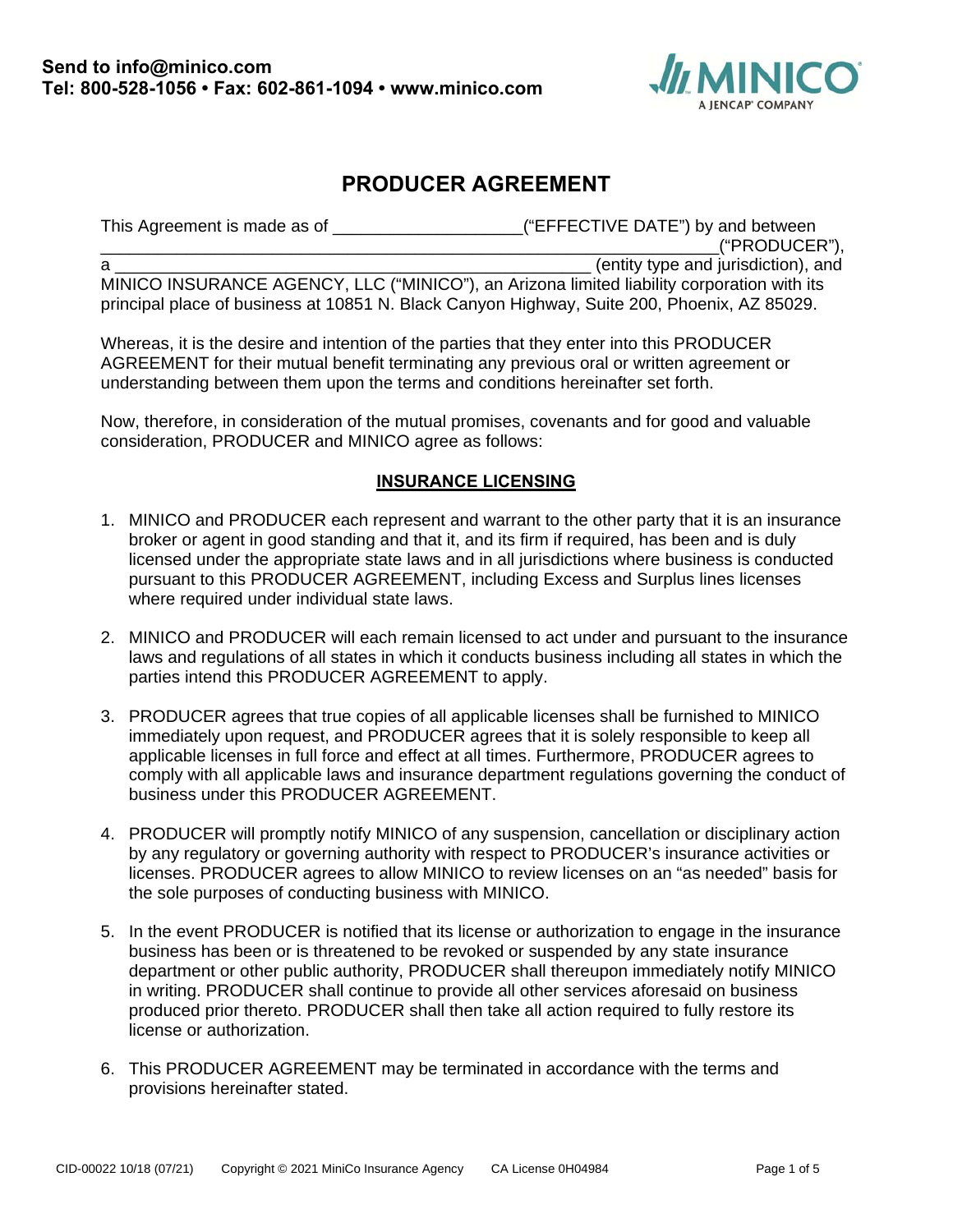Send to info@minico.com
Tel: 800-528-1056 • Fax: 602-861-1094 • www.minico.com

# PRODUCER AGREEMENT

This Agreement is made as of ___________________("EFFECTIVE DATE") by and between _______________________________________________________________("PRODUCER"), a _____________________________________________________ (entity type and jurisdiction), and MINICO INSURANCE AGENCY, LLC ("MINICO"), an Arizona limited liability corporation with its principal place of business at 10851 N. Black Canyon Highway, Suite 200, Phoenix, AZ 85029.

Whereas, it is the desire and intention of the parties that they enter into this PRODUCER AGREEMENT for their mutual benefit terminating any previous oral or written agreement or understanding between them upon the terms and conditions hereinafter set forth.

Now, therefore, in consideration of the mutual promises, covenants and for good and valuable consideration, PRODUCER and MINICO agree as follows:

## INSURANCE LICENSING

1. MINICO and PRODUCER each represent and warrant to the other party that it is an insurance broker or agent in good standing and that it, and its firm if required, has been and is duly licensed under the appropriate state laws and in all jurisdictions where business is conducted pursuant to this PRODUCER AGREEMENT, including Excess and Surplus lines licenses where required under individual state laws.

2. MINICO and PRODUCER will each remain licensed to act under and pursuant to the insurance laws and regulations of all states in which it conducts business including all states in which the parties intend this PRODUCER AGREEMENT to apply.

3. PRODUCER agrees that true copies of all applicable licenses shall be furnished to MINICO immediately upon request, and PRODUCER agrees that it is solely responsible to keep all applicable licenses in full force and effect at all times. Furthermore, PRODUCER agrees to comply with all applicable laws and insurance department regulations governing the conduct of business under this PRODUCER AGREEMENT.

4. PRODUCER will promptly notify MINICO of any suspension, cancellation or disciplinary action by any regulatory or governing authority with respect to PRODUCER's insurance activities or licenses. PRODUCER agrees to allow MINICO to review licenses on an "as needed" basis for the sole purposes of conducting business with MINICO.

5. In the event PRODUCER is notified that its license or authorization to engage in the insurance business has been or is threatened to be revoked or suspended by any state insurance department or other public authority, PRODUCER shall thereupon immediately notify MINICO in writing. PRODUCER shall continue to provide all other services aforesaid on business produced prior thereto. PRODUCER shall then take all action required to fully restore its license or authorization.

6. This PRODUCER AGREEMENT may be terminated in accordance with the terms and provisions hereinafter stated.

CID-00022 10/18 (07/21) Copyright © 2021 MiniCo Insurance Agency CA License 0H04984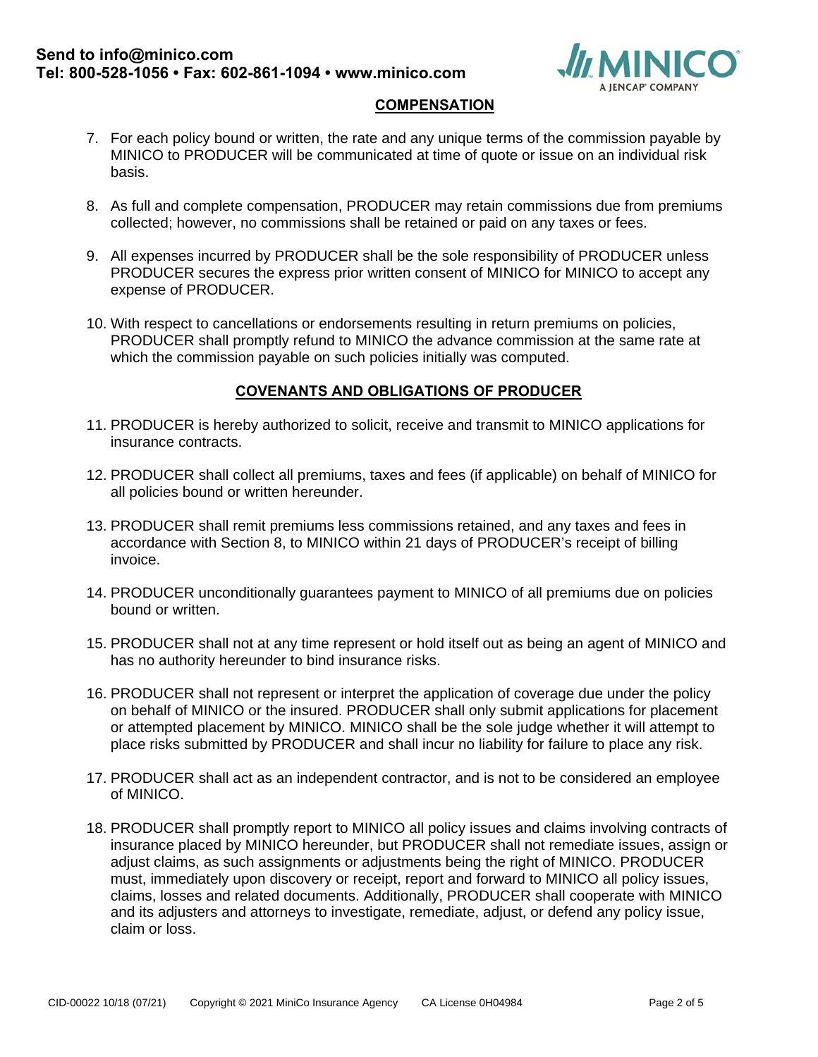## COMPENSATION

7. For each policy bound or written, the rate and any unique terms of the commission payable by MINICO to PRODUCER will be communicated at time of quote or issue on an individual risk basis.

8. As full and complete compensation, PRODUCER may retain commissions due from premiums collected; however, no commissions shall be retained or paid on any taxes or fees.

9. All expenses incurred by PRODUCER shall be the sole responsibility of PRODUCER unless PRODUCER secures the express prior written consent of MINICO for MINICO to accept any expense of PRODUCER.

10. With respect to cancellations or endorsements resulting in return premiums on policies, PRODUCER shall promptly refund to MINICO the advance commission at the same rate at which the commission payable on such policies initially was computed.

## COVENANTS AND OBLIGATIONS OF PRODUCER

11. PRODUCER is hereby authorized to solicit, receive and transmit to MINICO applications for insurance contracts.

12. PRODUCER shall collect all premiums, taxes and fees (if applicable) on behalf of MINICO for all policies bound or written hereunder.

13. PRODUCER shall remit premiums less commissions retained, and any taxes and fees in accordance with Section 8, to MINICO within 21 days of PRODUCER's receipt of billing invoice.

14. PRODUCER unconditionally guarantees payment to MINICO of all premiums due on policies bound or written.

15. PRODUCER shall not at any time represent or hold itself out as being an agent of MINICO and has no authority hereunder to bind insurance risks.

16. PRODUCER shall not represent or interpret the application of coverage due under the policy on behalf of MINICO or the insured. PRODUCER shall only submit applications for placement or attempted placement by MINICO. MINICO shall be the sole judge whether it will attempt to place risks submitted by PRODUCER and shall incur no liability for failure to place any risk.

17. PRODUCER shall act as an independent contractor, and is not to be considered an employee of MINICO.

18. PRODUCER shall promptly report to MINICO all policy issues and claims involving contracts of insurance placed by MINICO hereunder, but PRODUCER shall not remediate issues, assign or adjust claims, as such assignments or adjustments being the right of MINICO. PRODUCER must, immediately upon discovery or receipt, report and forward to MINICO all policy issues, claims, losses and related documents. Additionally, PRODUCER shall cooperate with MINICO and its adjusters and attorneys to investigate, remediate, adjust, or defend any policy issue, claim or loss.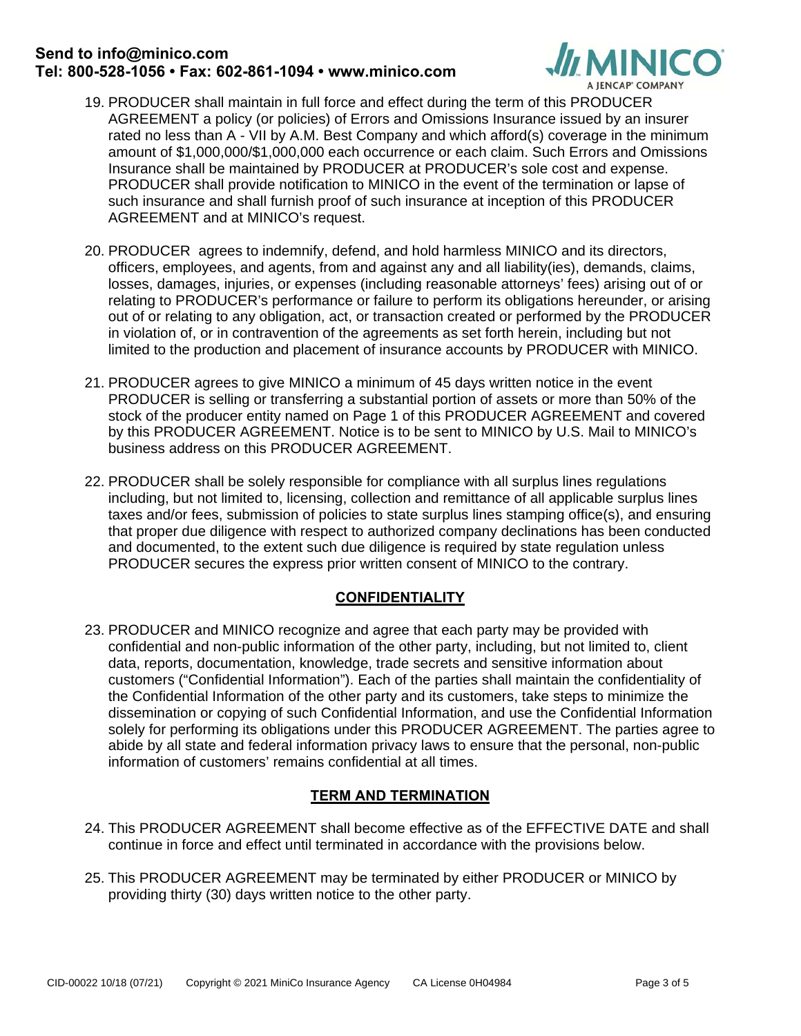19. PRODUCER shall maintain in full force and effect during the term of this PRODUCER AGREEMENT a policy (or policies) of Errors and Omissions Insurance issued by an insurer rated no less than A - VII by A.M. Best Company and which afford(s) coverage in the minimum amount of $1,000,000/$1,000,000 each occurrence or each claim. Such Errors and Omissions Insurance shall be maintained by PRODUCER at PRODUCER's sole cost and expense. PRODUCER shall provide notification to MINICO in the event of the termination or lapse of such insurance and shall furnish proof of such insurance at inception of this PRODUCER AGREEMENT and at MINICO's request.

20. PRODUCER agrees to indemnify, defend, and hold harmless MINICO and its directors, officers, employees, and agents, from and against any and all liability(ies), demands, claims, losses, damages, injuries, or expenses (including reasonable attorneys' fees) arising out of or relating to PRODUCER's performance or failure to perform its obligations hereunder, or arising out of or relating to any obligation, act, or transaction created or performed by the PRODUCER in violation of, or in contravention of the agreements as set forth herein, including but not limited to the production and placement of insurance accounts by PRODUCER with MINICO.

21. PRODUCER agrees to give MINICO a minimum of 45 days written notice in the event PRODUCER is selling or transferring a substantial portion of assets or more than 50% of the stock of the producer entity named on Page 1 of this PRODUCER AGREEMENT and covered by this PRODUCER AGREEMENT. Notice is to be sent to MINICO by U.S. Mail to MINICO's business address on this PRODUCER AGREEMENT.

22. PRODUCER shall be solely responsible for compliance with all surplus lines regulations including, but not limited to, licensing, collection and remittance of all applicable surplus lines taxes and/or fees, submission of policies to state surplus lines stamping office(s), and ensuring that proper due diligence with respect to authorized company declinations has been conducted and documented, to the extent such due diligence is required by state regulation unless PRODUCER secures the express prior written consent of MINICO to the contrary.

## CONFIDENTIALITY

23. PRODUCER and MINICO recognize and agree that each party may be provided with confidential and non-public information of the other party, including, but not limited to, client data, reports, documentation, knowledge, trade secrets and sensitive information about customers ("Confidential Information"). Each of the parties shall maintain the confidentiality of the Confidential Information of the other party and its customers, take steps to minimize the dissemination or copying of such Confidential Information, and use the Confidential Information solely for performing its obligations under this PRODUCER AGREEMENT. The parties agree to abide by all state and federal information privacy laws to ensure that the personal, non-public information of customers' remains confidential at all times.

## TERM AND TERMINATION

24. This PRODUCER AGREEMENT shall become effective as of the EFFECTIVE DATE and shall continue in force and effect until terminated in accordance with the provisions below.

25. This PRODUCER AGREEMENT may be terminated by either PRODUCER or MINICO by providing thirty (30) days written notice to the other party.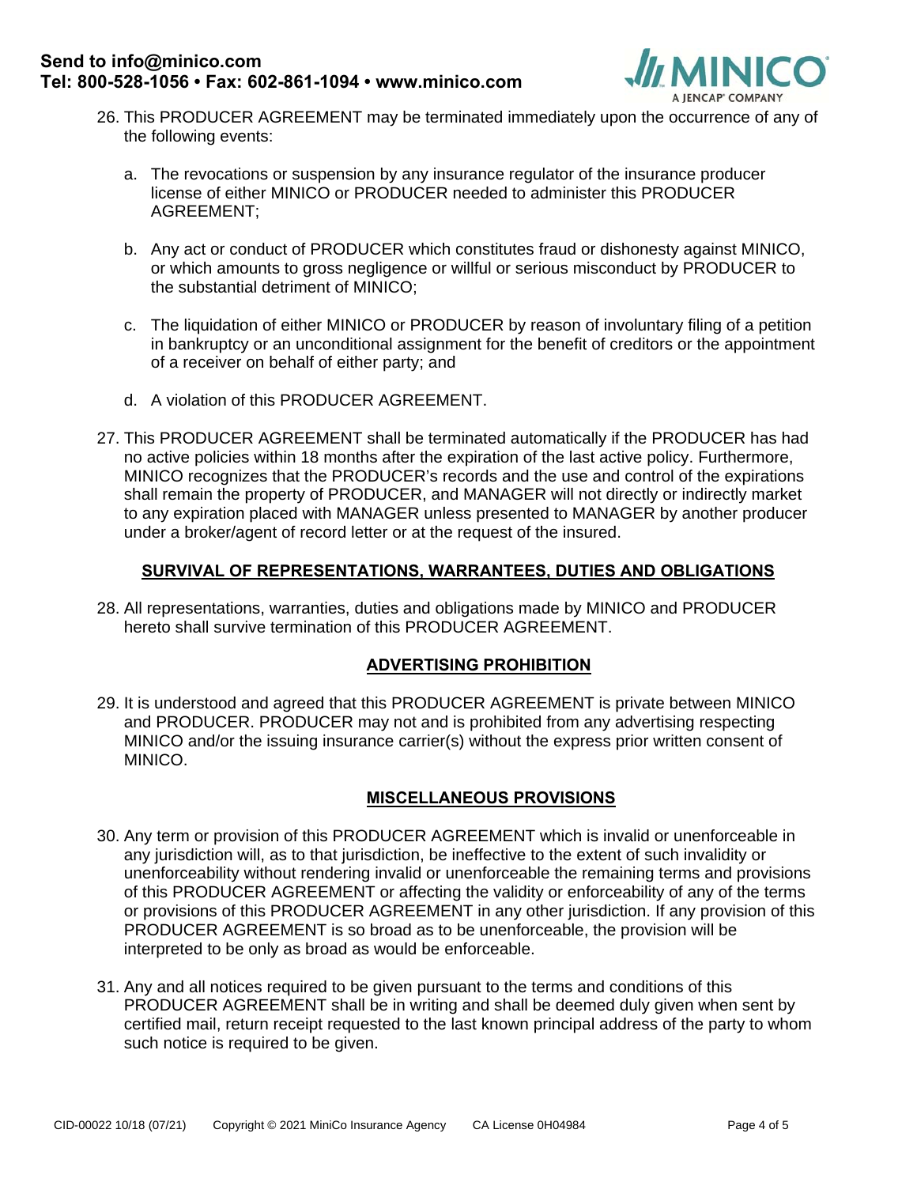26. This PRODUCER AGREEMENT may be terminated immediately upon the occurrence of any of the following events:

    a. The revocations or suspension by any insurance regulator of the insurance producer license of either MINICO or PRODUCER needed to administer this PRODUCER AGREEMENT;

    b. Any act or conduct of PRODUCER which constitutes fraud or dishonesty against MINICO, or which amounts to gross negligence or willful or serious misconduct by PRODUCER to the substantial detriment of MINICO;

    c. The liquidation of either MINICO or PRODUCER by reason of involuntary filing of a petition in bankruptcy or an unconditional assignment for the benefit of creditors or the appointment of a receiver on behalf of either party; and

    d. A violation of this PRODUCER AGREEMENT.

27. This PRODUCER AGREEMENT shall be terminated automatically if the PRODUCER has had no active policies within 18 months after the expiration of the last active policy. Furthermore, MINICO recognizes that the PRODUCER's records and the use and control of the expirations shall remain the property of PRODUCER, and MANAGER will not directly or indirectly market to any expiration placed with MANAGER unless presented to MANAGER by another producer under a broker/agent of record letter or at the request of the insured.

## SURVIVAL OF REPRESENTATIONS, WARRANTEES, DUTIES AND OBLIGATIONS

28. All representations, warranties, duties and obligations made by MINICO and PRODUCER hereto shall survive termination of this PRODUCER AGREEMENT.

## ADVERTISING PROHIBITION

29. It is understood and agreed that this PRODUCER AGREEMENT is private between MINICO and PRODUCER. PRODUCER may not and is prohibited from any advertising respecting MINICO and/or the issuing insurance carrier(s) without the express prior written consent of MINICO.

## MISCELLANEOUS PROVISIONS

30. Any term or provision of this PRODUCER AGREEMENT which is invalid or unenforceable in any jurisdiction will, as to that jurisdiction, be ineffective to the extent of such invalidity or unenforceability without rendering invalid or unenforceable the remaining terms and provisions of this PRODUCER AGREEMENT or affecting the validity or enforceability of any of the terms or provisions of this PRODUCER AGREEMENT in any other jurisdiction. If any provision of this PRODUCER AGREEMENT is so broad as to be unenforceable, the provision will be interpreted to be only as broad as would be enforceable.

31. Any and all notices required to be given pursuant to the terms and conditions of this PRODUCER AGREEMENT shall be in writing and shall be deemed duly given when sent by certified mail, return receipt requested to the last known principal address of the party to whom such notice is required to be given.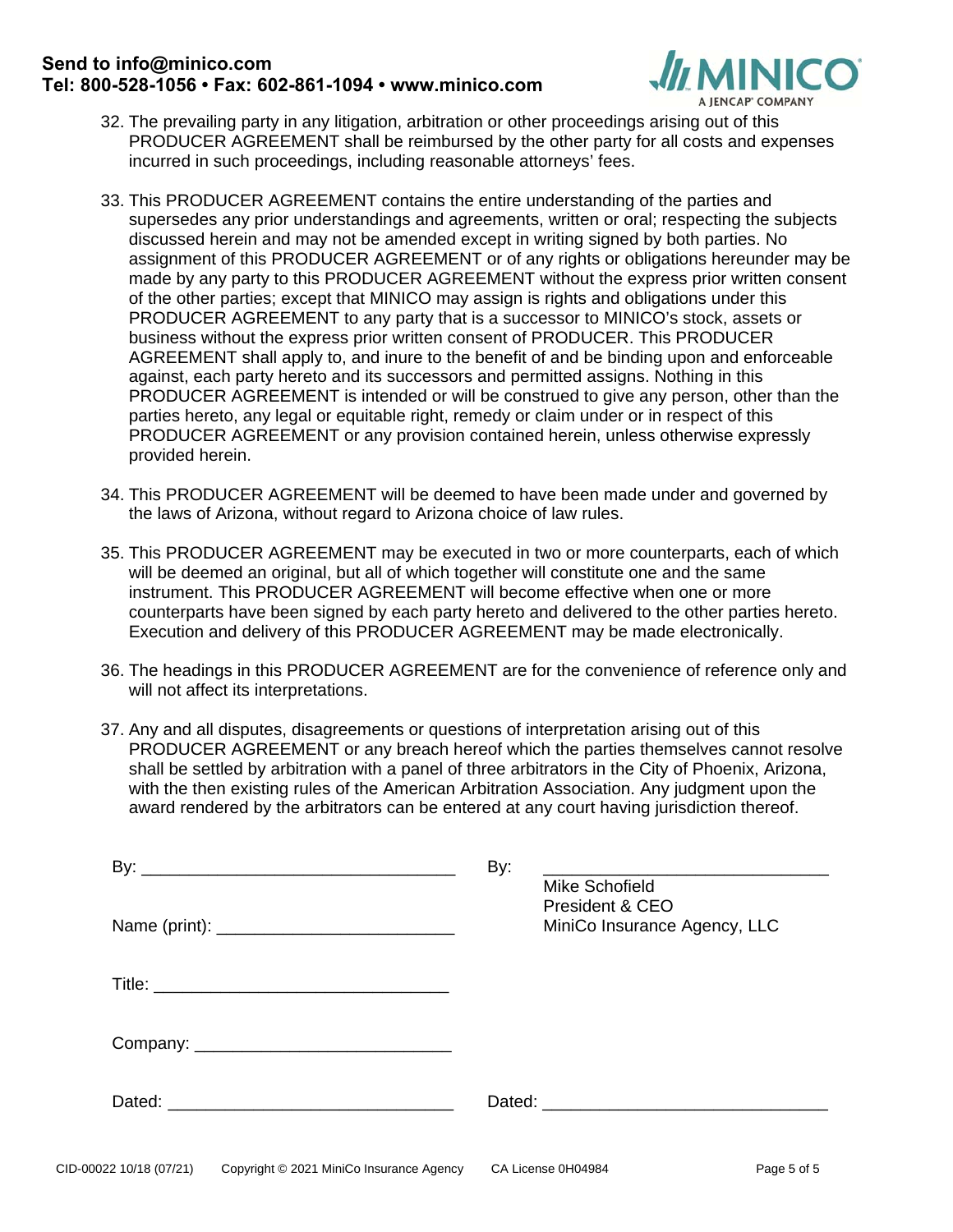32. The prevailing party in any litigation, arbitration or other proceedings arising out of this PRODUCER AGREEMENT shall be reimbursed by the other party for all costs and expenses incurred in such proceedings, including reasonable attorneys' fees.

33. This PRODUCER AGREEMENT contains the entire understanding of the parties and supersedes any prior understandings and agreements, written or oral; respecting the subjects discussed herein and may not be amended except in writing signed by both parties. No assignment of this PRODUCER AGREEMENT or of any rights or obligations hereunder may be made by any party to this PRODUCER AGREEMENT without the express prior written consent of the other parties; except that MINICO may assign is rights and obligations under this PRODUCER AGREEMENT to any party that is a successor to MINICO's stock, assets or business without the express prior written consent of PRODUCER. This PRODUCER AGREEMENT shall apply to, and inure to the benefit of and be binding upon and enforceable against, each party hereto and its successors and permitted assigns. Nothing in this PRODUCER AGREEMENT is intended or will be construed to give any person, other than the parties hereto, any legal or equitable right, remedy or claim under or in respect of this PRODUCER AGREEMENT or any provision contained herein, unless otherwise expressly provided herein.

34. This PRODUCER AGREEMENT will be deemed to have been made under and governed by the laws of Arizona, without regard to Arizona choice of law rules.

35. This PRODUCER AGREEMENT may be executed in two or more counterparts, each of which will be deemed an original, but all of which together will constitute one and the same instrument. This PRODUCER AGREEMENT will become effective when one or more counterparts have been signed by each party hereto and delivered to the other parties hereto. Execution and delivery of this PRODUCER AGREEMENT may be made electronically.

36. The headings in this PRODUCER AGREEMENT are for the convenience of reference only and will not affect its interpretations.

37. Any and all disputes, disagreements or questions of interpretation arising out of this PRODUCER AGREEMENT or any breach hereof which the parties themselves cannot resolve shall be settled by arbitration with a panel of three arbitrators in the City of Phoenix, Arizona, with the then existing rules of the American Arbitration Association. Any judgment upon the award rendered by the arbitrators can be entered at any court having jurisdiction thereof.

By: ________________________________

Name (print): ________________________

Title: ______________________________

Company: __________________________

Dated: _____________________________

By: ______________________________
Mike Schofield
President & CEO
MiniCo Insurance Agency, LLC

Dated: _____________________________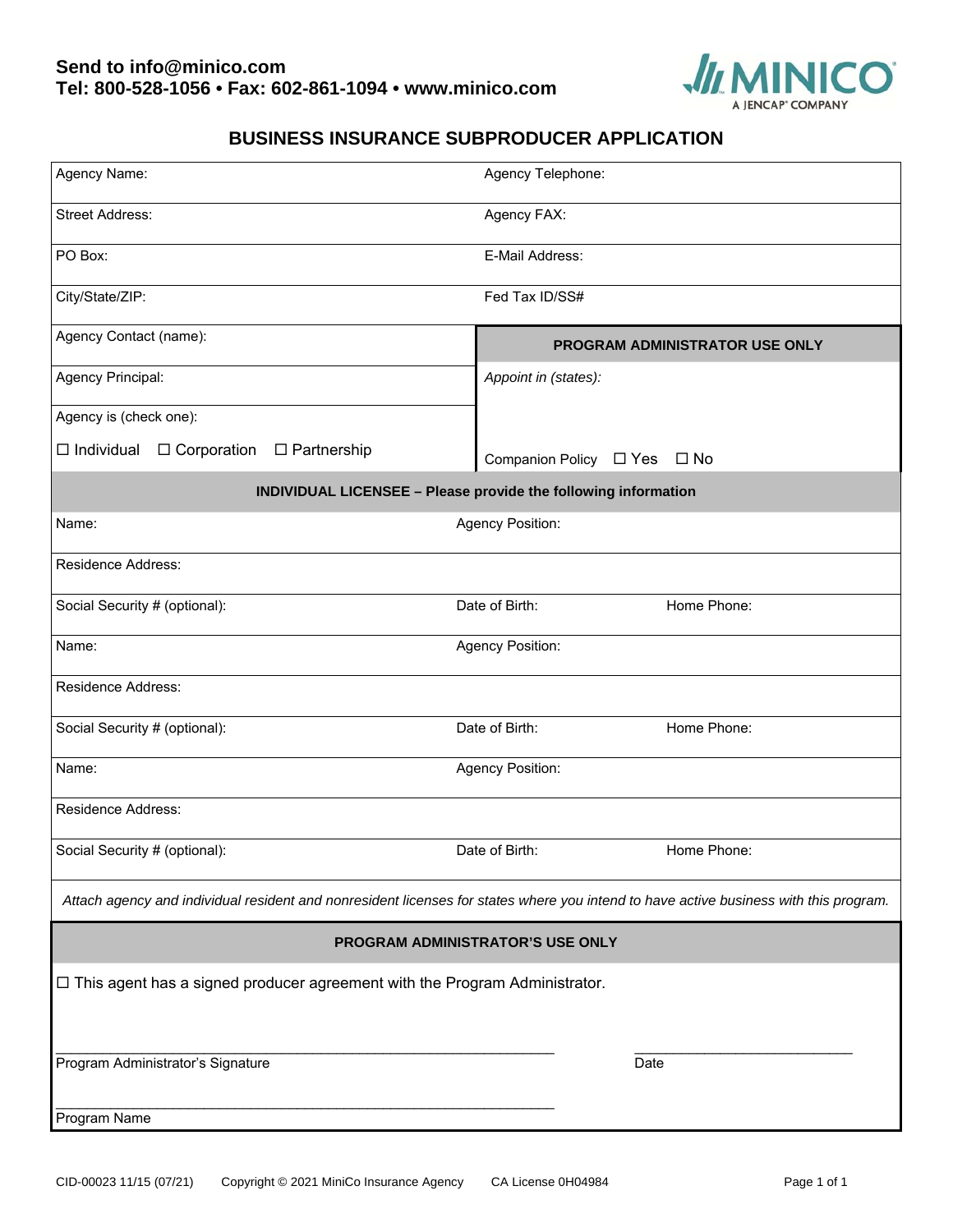**Send to info@minico.com**
**Tel: 800-528-1056 • Fax: 602-861-1094 • www.minico.com**

MINICO
A JENCAP® COMPANY

# BUSINESS INSURANCE SUBPRODUCER APPLICATION

| Agency Name: | Agency Telephone: |
|---|---|
| Street Address: | Agency FAX: |
| PO Box: | E-Mail Address: |
| City/State/ZIP: | Fed Tax ID/SS# |
| Agency Contact (name): | **PROGRAM ADMINISTRATOR USE ONLY** |
| Agency Principal: | *Appoint in (states):* |
| Agency is (check one): ☐ Individual ☐ Corporation ☐ Partnership | Companion Policy ☐ Yes ☐ No |

**INDIVIDUAL LICENSEE – Please provide the following information**

| Name: | Agency Position: | |
|---|---|---|
| Residence Address: | | |
| Social Security # (optional): | Date of Birth: | Home Phone: |
| Name: | Agency Position: | |
| Residence Address: | | |
| Social Security # (optional): | Date of Birth: | Home Phone: |
| Name: | Agency Position: | |
| Residence Address: | | |
| Social Security # (optional): | Date of Birth: | Home Phone: |

*Attach agency and individual resident and nonresident licenses for states where you intend to have active business with this program.*

**PROGRAM ADMINISTRATOR'S USE ONLY**

☐ This agent has a signed producer agreement with the Program Administrator.

_______________________________________________ &nbsp;&nbsp;&nbsp;&nbsp; ___________________________
Program Administrator's Signature &nbsp;&nbsp;&nbsp;&nbsp; Date

_______________________________________________
Program Name

CID-00023 11/15 (07/21) &nbsp;&nbsp; Copyright © 2021 MiniCo Insurance Agency &nbsp;&nbsp; CA License 0H04984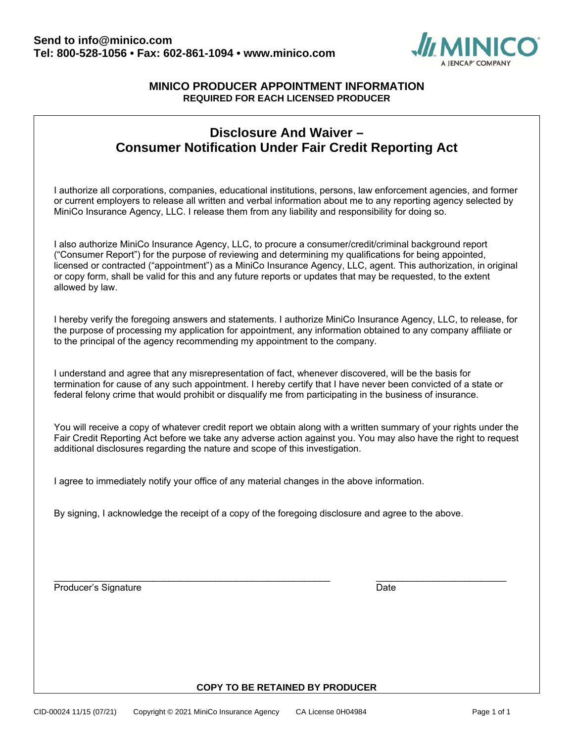**Send to info@minico.com**
**Tel: 800-528-1056 • Fax: 602-861-1094 • www.minico.com**

MINICO
A JENCAP® COMPANY

## MINICO PRODUCER APPOINTMENT INFORMATION
**REQUIRED FOR EACH LICENSED PRODUCER**

# Disclosure And Waiver – Consumer Notification Under Fair Credit Reporting Act

I authorize all corporations, companies, educational institutions, persons, law enforcement agencies, and former or current employers to release all written and verbal information about me to any reporting agency selected by MiniCo Insurance Agency, LLC. I release them from any liability and responsibility for doing so.

I also authorize MiniCo Insurance Agency, LLC, to procure a consumer/credit/criminal background report ("Consumer Report") for the purpose of reviewing and determining my qualifications for being appointed, licensed or contracted ("appointment") as a MiniCo Insurance Agency, LLC, agent. This authorization, in original or copy form, shall be valid for this and any future reports or updates that may be requested, to the extent allowed by law.

I hereby verify the foregoing answers and statements. I authorize MiniCo Insurance Agency, LLC, to release, for the purpose of processing my application for appointment, any information obtained to any company affiliate or to the principal of the agency recommending my appointment to the company.

I understand and agree that any misrepresentation of fact, whenever discovered, will be the basis for termination for cause of any such appointment. I hereby certify that I have never been convicted of a state or federal felony crime that would prohibit or disqualify me from participating in the business of insurance.

You will receive a copy of whatever credit report we obtain along with a written summary of your rights under the Fair Credit Reporting Act before we take any adverse action against you. You may also have the right to request additional disclosures regarding the nature and scope of this investigation.

I agree to immediately notify your office of any material changes in the above information.

By signing, I acknowledge the receipt of a copy of the foregoing disclosure and agree to the above.

\_\_\_\_\_\_\_\_\_\_\_\_\_\_\_\_\_\_\_\_\_\_\_\_\_\_\_\_\_\_\_\_\_\_\_\_\_\_\_\_\_\_\_\_\_\_\_\_\_\_\_\_ \_\_\_\_\_\_\_\_\_\_\_\_\_\_\_\_\_\_\_\_\_\_\_\_\_
Producer's Signature Date

**COPY TO BE RETAINED BY PRODUCER**

CID-00024 11/15 (07/21) Copyright © 2021 MiniCo Insurance Agency CA License 0H04984